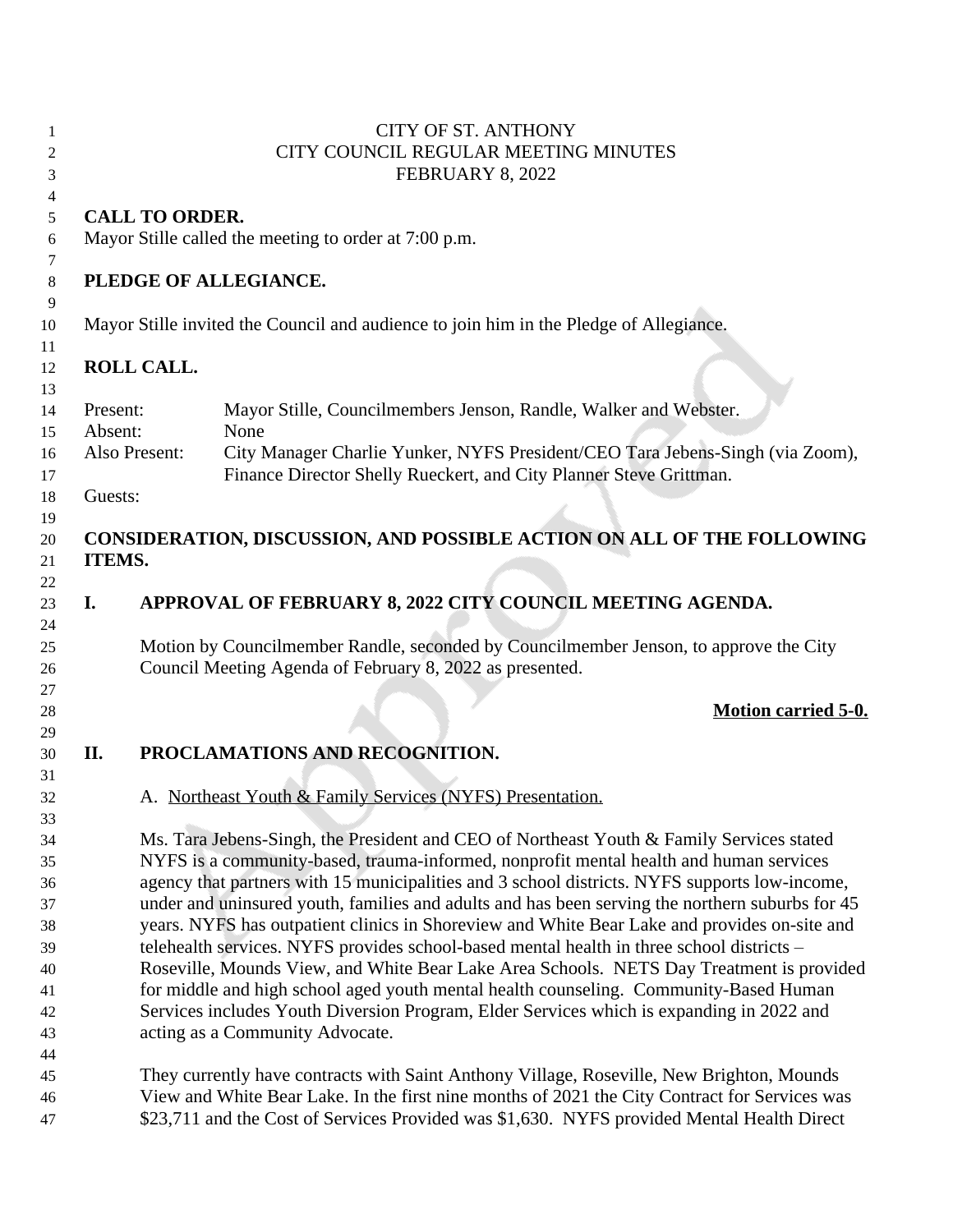CITY OF ST. ANTHONY
CITY COUNCIL REGULAR MEETING MINUTES
FEBRUARY 8, 2022

**CALL TO ORDER.**

Mayor Stille called the meeting to order at 7:00 p.m.

**PLEDGE OF ALLEGIANCE.**

Mayor Stille invited the Council and audience to join him in the Pledge of Allegiance.

**ROLL CALL.**

Present: Mayor Stille, Councilmembers Jenson, Randle, Walker and Webster.
Absent: None
Also Present: City Manager Charlie Yunker, NYFS President/CEO Tara Jebens-Singh (via Zoom), Finance Director Shelly Rueckert, and City Planner Steve Grittman.
Guests:

**CONSIDERATION, DISCUSSION, AND POSSIBLE ACTION ON ALL OF THE FOLLOWING ITEMS.**

**I. APPROVAL OF FEBRUARY 8, 2022 CITY COUNCIL MEETING AGENDA.**

Motion by Councilmember Randle, seconded by Councilmember Jenson, to approve the City Council Meeting Agenda of February 8, 2022 as presented.

**Motion carried 5-0.**

**II. PROCLAMATIONS AND RECOGNITION.**

A. Northeast Youth & Family Services (NYFS) Presentation.

Ms. Tara Jebens-Singh, the President and CEO of Northeast Youth & Family Services stated NYFS is a community-based, trauma-informed, nonprofit mental health and human services agency that partners with 15 municipalities and 3 school districts. NYFS supports low-income, under and uninsured youth, families and adults and has been serving the northern suburbs for 45 years. NYFS has outpatient clinics in Shoreview and White Bear Lake and provides on-site and telehealth services. NYFS provides school-based mental health in three school districts – Roseville, Mounds View, and White Bear Lake Area Schools. NETS Day Treatment is provided for middle and high school aged youth mental health counseling. Community-Based Human Services includes Youth Diversion Program, Elder Services which is expanding in 2022 and acting as a Community Advocate.

They currently have contracts with Saint Anthony Village, Roseville, New Brighton, Mounds View and White Bear Lake. In the first nine months of 2021 the City Contract for Services was $23,711 and the Cost of Services Provided was $1,630. NYFS provided Mental Health Direct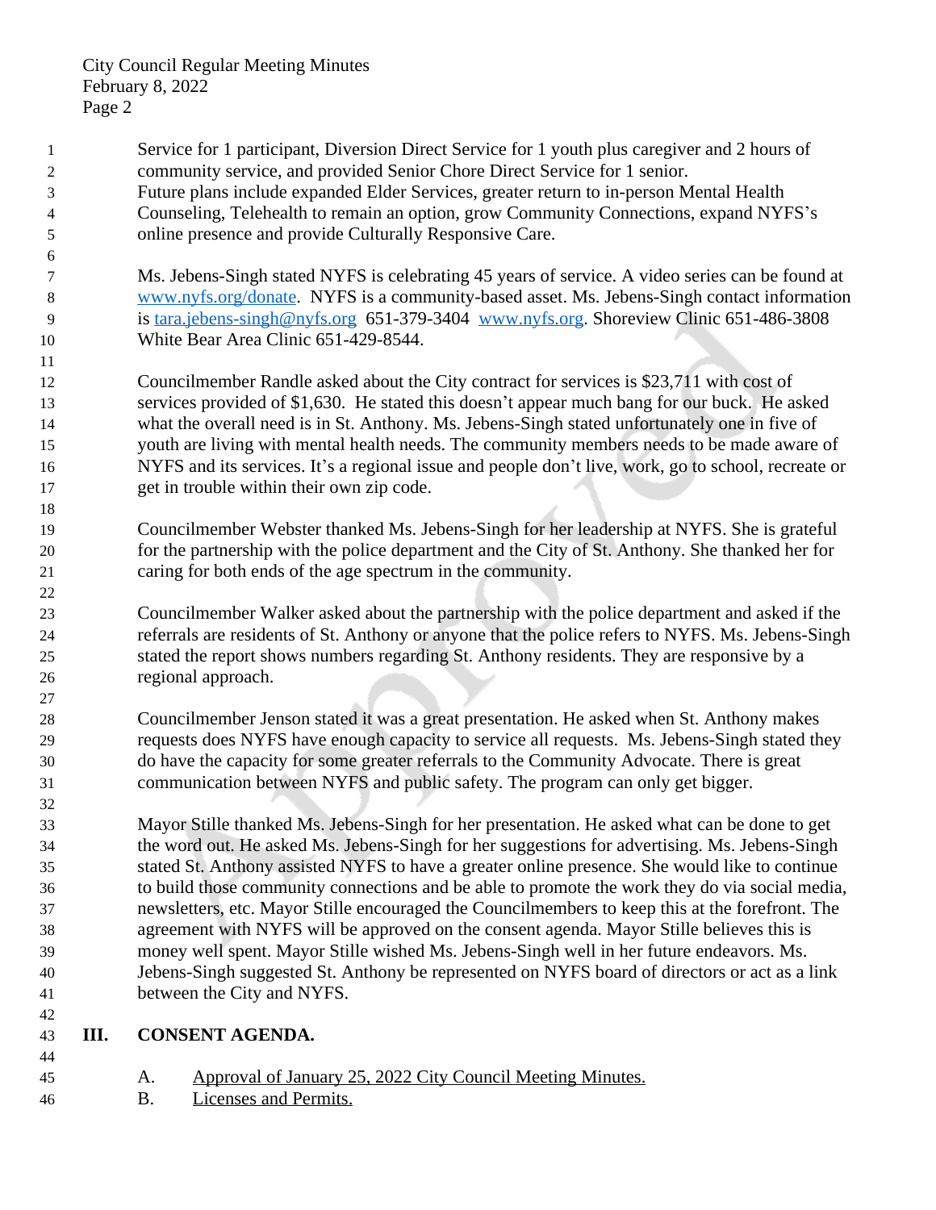Service for 1 participant, Diversion Direct Service for 1 youth plus caregiver and 2 hours of community service, and provided Senior Chore Direct Service for 1 senior. Future plans include expanded Elder Services, greater return to in-person Mental Health Counseling, Telehealth to remain an option, grow Community Connections, expand NYFS's online presence and provide Culturally Responsive Care.

Ms. Jebens-Singh stated NYFS is celebrating 45 years of service. A video series can be found at www.nyfs.org/donate. NYFS is a community-based asset. Ms. Jebens-Singh contact information is tara.jebens-singh@nyfs.org 651-379-3404 www.nyfs.org. Shoreview Clinic 651-486-3808 White Bear Area Clinic 651-429-8544.

Councilmember Randle asked about the City contract for services is $23,711 with cost of services provided of $1,630. He stated this doesn't appear much bang for our buck. He asked what the overall need is in St. Anthony. Ms. Jebens-Singh stated unfortunately one in five of youth are living with mental health needs. The community members needs to be made aware of NYFS and its services. It's a regional issue and people don't live, work, go to school, recreate or get in trouble within their own zip code.

Councilmember Webster thanked Ms. Jebens-Singh for her leadership at NYFS. She is grateful for the partnership with the police department and the City of St. Anthony. She thanked her for caring for both ends of the age spectrum in the community.

Councilmember Walker asked about the partnership with the police department and asked if the referrals are residents of St. Anthony or anyone that the police refers to NYFS. Ms. Jebens-Singh stated the report shows numbers regarding St. Anthony residents. They are responsive by a regional approach.

Councilmember Jenson stated it was a great presentation. He asked when St. Anthony makes requests does NYFS have enough capacity to service all requests. Ms. Jebens-Singh stated they do have the capacity for some greater referrals to the Community Advocate. There is great communication between NYFS and public safety. The program can only get bigger.

Mayor Stille thanked Ms. Jebens-Singh for her presentation. He asked what can be done to get the word out. He asked Ms. Jebens-Singh for her suggestions for advertising. Ms. Jebens-Singh stated St. Anthony assisted NYFS to have a greater online presence. She would like to continue to build those community connections and be able to promote the work they do via social media, newsletters, etc. Mayor Stille encouraged the Councilmembers to keep this at the forefront. The agreement with NYFS will be approved on the consent agenda. Mayor Stille believes this is money well spent. Mayor Stille wished Ms. Jebens-Singh well in her future endeavors. Ms. Jebens-Singh suggested St. Anthony be represented on NYFS board of directors or act as a link between the City and NYFS.

## III. CONSENT AGENDA.

A. Approval of January 25, 2022 City Council Meeting Minutes.

B. Licenses and Permits.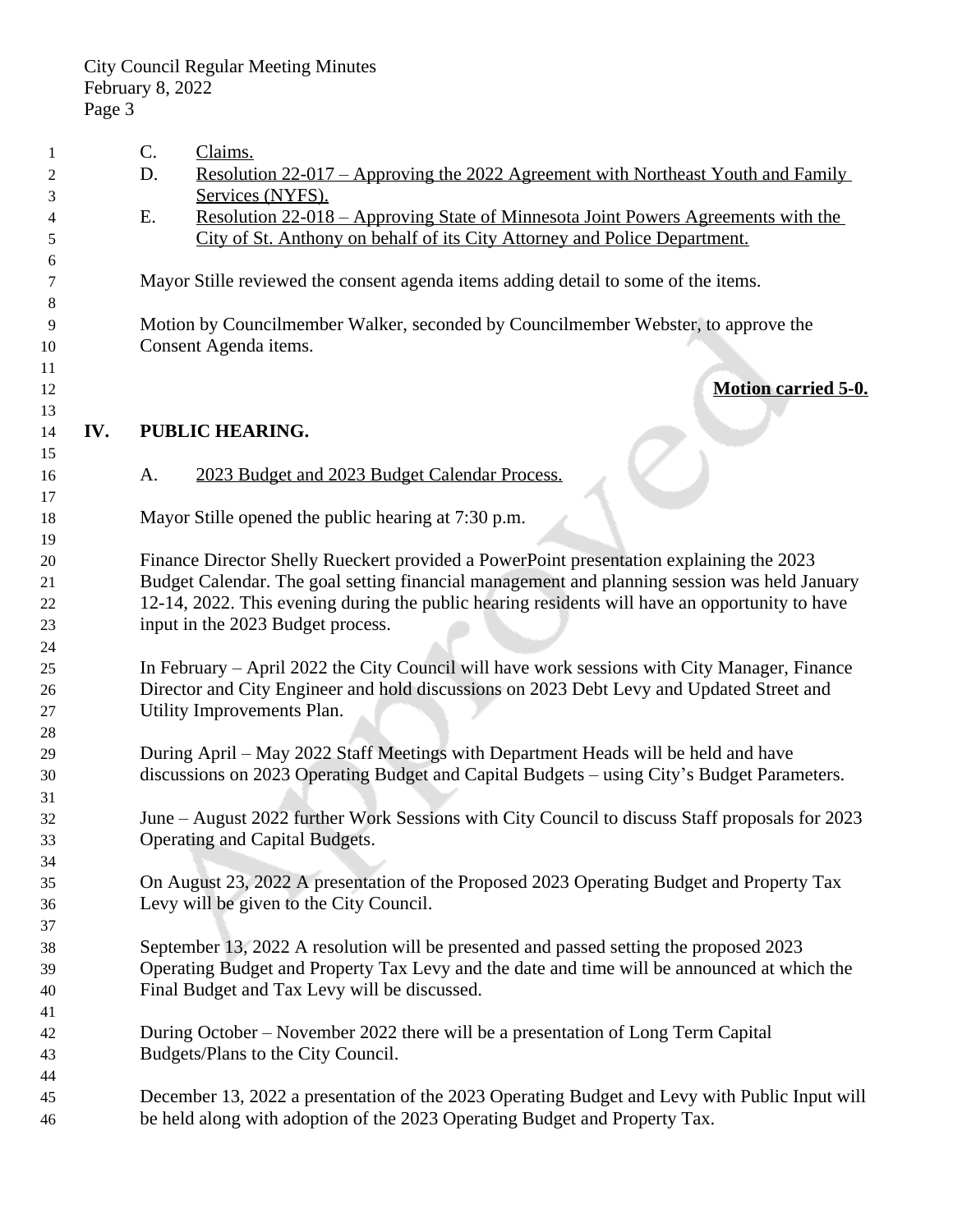C. Claims.

D. Resolution 22-017 – Approving the 2022 Agreement with Northeast Youth and Family Services (NYFS).

E. Resolution 22-018 – Approving State of Minnesota Joint Powers Agreements with the City of St. Anthony on behalf of its City Attorney and Police Department.

Mayor Stille reviewed the consent agenda items adding detail to some of the items.

Motion by Councilmember Walker, seconded by Councilmember Webster, to approve the Consent Agenda items.

**Motion carried 5-0.**

## IV. PUBLIC HEARING.

A. 2023 Budget and 2023 Budget Calendar Process.

Mayor Stille opened the public hearing at 7:30 p.m.

Finance Director Shelly Rueckert provided a PowerPoint presentation explaining the 2023 Budget Calendar. The goal setting financial management and planning session was held January 12-14, 2022. This evening during the public hearing residents will have an opportunity to have input in the 2023 Budget process.

In February – April 2022 the City Council will have work sessions with City Manager, Finance Director and City Engineer and hold discussions on 2023 Debt Levy and Updated Street and Utility Improvements Plan.

During April – May 2022 Staff Meetings with Department Heads will be held and have discussions on 2023 Operating Budget and Capital Budgets – using City's Budget Parameters.

June – August 2022 further Work Sessions with City Council to discuss Staff proposals for 2023 Operating and Capital Budgets.

On August 23, 2022 A presentation of the Proposed 2023 Operating Budget and Property Tax Levy will be given to the City Council.

September 13, 2022 A resolution will be presented and passed setting the proposed 2023 Operating Budget and Property Tax Levy and the date and time will be announced at which the Final Budget and Tax Levy will be discussed.

During October – November 2022 there will be a presentation of Long Term Capital Budgets/Plans to the City Council.

December 13, 2022 a presentation of the 2023 Operating Budget and Levy with Public Input will be held along with adoption of the 2023 Operating Budget and Property Tax.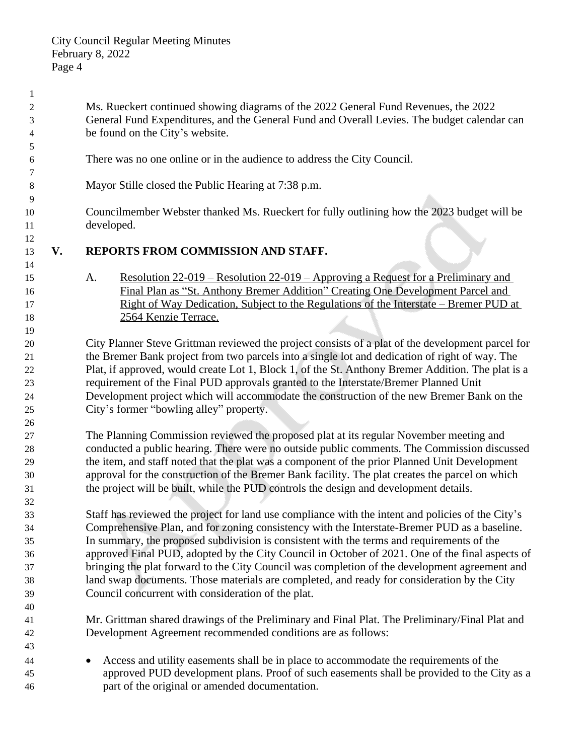Ms. Rueckert continued showing diagrams of the 2022 General Fund Revenues, the 2022 General Fund Expenditures, and the General Fund and Overall Levies. The budget calendar can be found on the City's website.

There was no one online or in the audience to address the City Council.

Mayor Stille closed the Public Hearing at 7:38 p.m.

Councilmember Webster thanked Ms. Rueckert for fully outlining how the 2023 budget will be developed.

## V. REPORTS FROM COMMISSION AND STAFF.

A. Resolution 22-019 – Resolution 22-019 – Approving a Request for a Preliminary and Final Plan as "St. Anthony Bremer Addition" Creating One Development Parcel and Right of Way Dedication, Subject to the Regulations of the Interstate – Bremer PUD at 2564 Kenzie Terrace.

City Planner Steve Grittman reviewed the project consists of a plat of the development parcel for the Bremer Bank project from two parcels into a single lot and dedication of right of way. The Plat, if approved, would create Lot 1, Block 1, of the St. Anthony Bremer Addition. The plat is a requirement of the Final PUD approvals granted to the Interstate/Bremer Planned Unit Development project which will accommodate the construction of the new Bremer Bank on the City's former "bowling alley" property.

The Planning Commission reviewed the proposed plat at its regular November meeting and conducted a public hearing. There were no outside public comments. The Commission discussed the item, and staff noted that the plat was a component of the prior Planned Unit Development approval for the construction of the Bremer Bank facility. The plat creates the parcel on which the project will be built, while the PUD controls the design and development details.

Staff has reviewed the project for land use compliance with the intent and policies of the City's Comprehensive Plan, and for zoning consistency with the Interstate-Bremer PUD as a baseline. In summary, the proposed subdivision is consistent with the terms and requirements of the approved Final PUD, adopted by the City Council in October of 2021. One of the final aspects of bringing the plat forward to the City Council was completion of the development agreement and land swap documents. Those materials are completed, and ready for consideration by the City Council concurrent with consideration of the plat.

Mr. Grittman shared drawings of the Preliminary and Final Plat. The Preliminary/Final Plat and Development Agreement recommended conditions are as follows:

- Access and utility easements shall be in place to accommodate the requirements of the approved PUD development plans. Proof of such easements shall be provided to the City as a part of the original or amended documentation.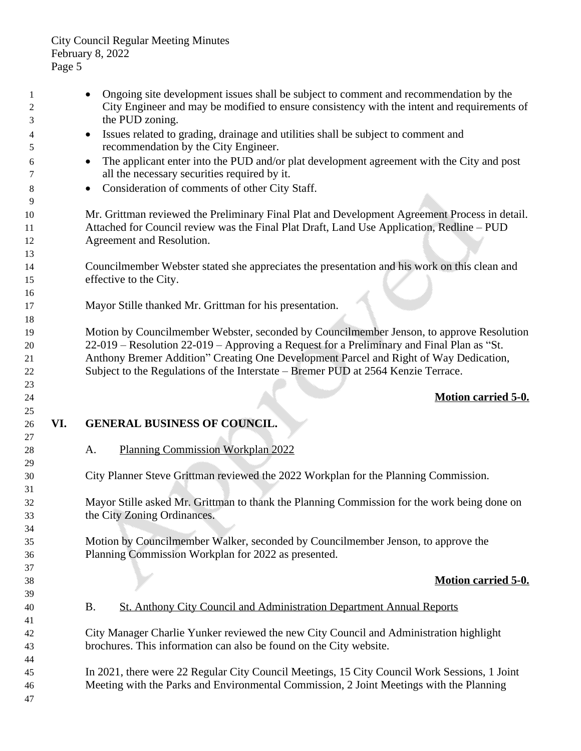- Ongoing site development issues shall be subject to comment and recommendation by the City Engineer and may be modified to ensure consistency with the intent and requirements of the PUD zoning.
- Issues related to grading, drainage and utilities shall be subject to comment and recommendation by the City Engineer.
- The applicant enter into the PUD and/or plat development agreement with the City and post all the necessary securities required by it.
- Consideration of comments of other City Staff.

Mr. Grittman reviewed the Preliminary Final Plat and Development Agreement Process in detail. Attached for Council review was the Final Plat Draft, Land Use Application, Redline – PUD Agreement and Resolution.

Councilmember Webster stated she appreciates the presentation and his work on this clean and effective to the City.

Mayor Stille thanked Mr. Grittman for his presentation.

Motion by Councilmember Webster, seconded by Councilmember Jenson, to approve Resolution 22-019 – Resolution 22-019 – Approving a Request for a Preliminary and Final Plan as "St. Anthony Bremer Addition" Creating One Development Parcel and Right of Way Dedication, Subject to the Regulations of the Interstate – Bremer PUD at 2564 Kenzie Terrace.

**Motion carried 5-0.**

## VI. GENERAL BUSINESS OF COUNCIL.

A. Planning Commission Workplan 2022

City Planner Steve Grittman reviewed the 2022 Workplan for the Planning Commission.

Mayor Stille asked Mr. Grittman to thank the Planning Commission for the work being done on the City Zoning Ordinances.

Motion by Councilmember Walker, seconded by Councilmember Jenson, to approve the Planning Commission Workplan for 2022 as presented.

**Motion carried 5-0.**

B. St. Anthony City Council and Administration Department Annual Reports

City Manager Charlie Yunker reviewed the new City Council and Administration highlight brochures. This information can also be found on the City website.

In 2021, there were 22 Regular City Council Meetings, 15 City Council Work Sessions, 1 Joint Meeting with the Parks and Environmental Commission, 2 Joint Meetings with the Planning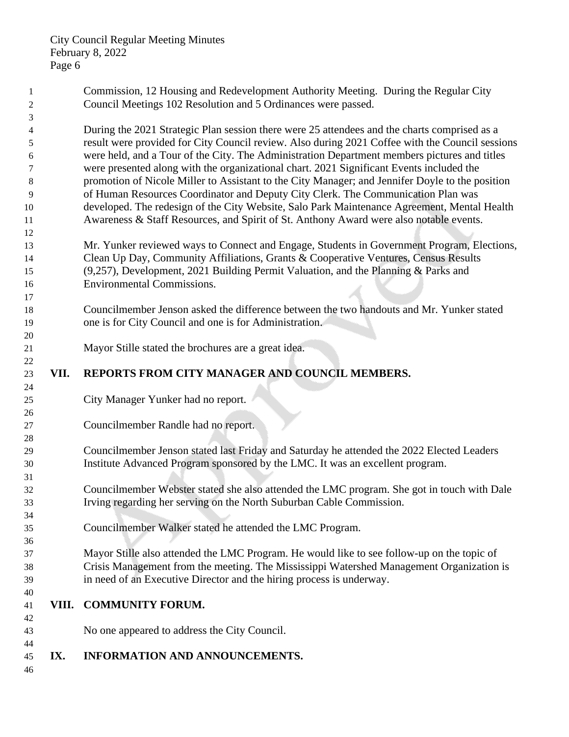Commission, 12 Housing and Redevelopment Authority Meeting. During the Regular City Council Meetings 102 Resolution and 5 Ordinances were passed.

During the 2021 Strategic Plan session there were 25 attendees and the charts comprised as a result were provided for City Council review. Also during 2021 Coffee with the Council sessions were held, and a Tour of the City. The Administration Department members pictures and titles were presented along with the organizational chart. 2021 Significant Events included the promotion of Nicole Miller to Assistant to the City Manager; and Jennifer Doyle to the position of Human Resources Coordinator and Deputy City Clerk. The Communication Plan was developed. The redesign of the City Website, Salo Park Maintenance Agreement, Mental Health Awareness & Staff Resources, and Spirit of St. Anthony Award were also notable events.

Mr. Yunker reviewed ways to Connect and Engage, Students in Government Program, Elections, Clean Up Day, Community Affiliations, Grants & Cooperative Ventures, Census Results (9,257), Development, 2021 Building Permit Valuation, and the Planning & Parks and Environmental Commissions.

Councilmember Jenson asked the difference between the two handouts and Mr. Yunker stated one is for City Council and one is for Administration.

Mayor Stille stated the brochures are a great idea.

## VII. REPORTS FROM CITY MANAGER AND COUNCIL MEMBERS.

City Manager Yunker had no report.

Councilmember Randle had no report.

Councilmember Jenson stated last Friday and Saturday he attended the 2022 Elected Leaders Institute Advanced Program sponsored by the LMC. It was an excellent program.

Councilmember Webster stated she also attended the LMC program. She got in touch with Dale Irving regarding her serving on the North Suburban Cable Commission.

Councilmember Walker stated he attended the LMC Program.

Mayor Stille also attended the LMC Program. He would like to see follow-up on the topic of Crisis Management from the meeting. The Mississippi Watershed Management Organization is in need of an Executive Director and the hiring process is underway.

## VIII. COMMUNITY FORUM.

No one appeared to address the City Council.

## IX. INFORMATION AND ANNOUNCEMENTS.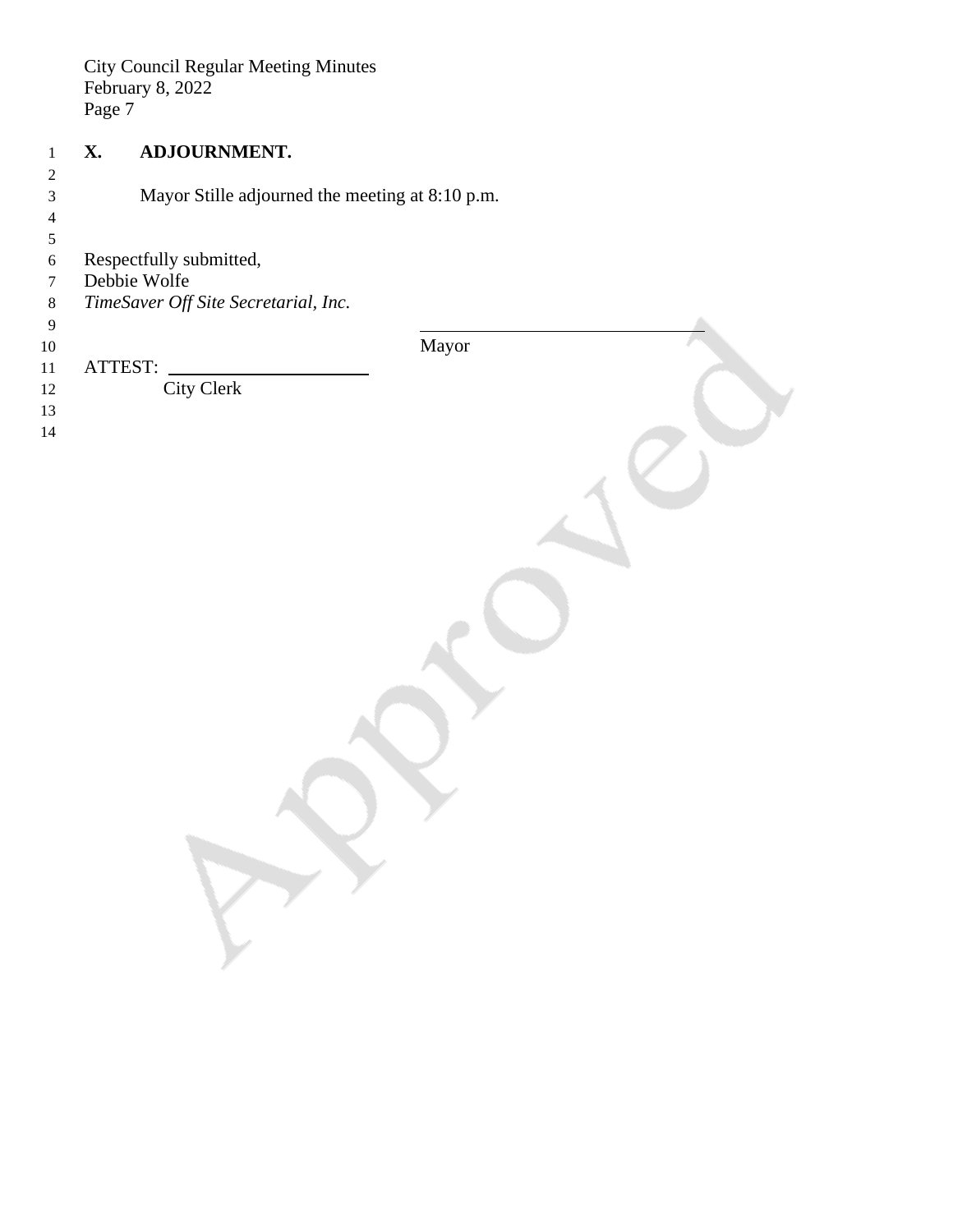## X. ADJOURNMENT.

Mayor Stille adjourned the meeting at 8:10 p.m.

Respectfully submitted,
Debbie Wolfe
*TimeSaver Off Site Secretarial, Inc.*

\_\_\_\_\_\_\_\_\_\_\_\_\_\_\_\_\_\_\_\_\_\_\_\_\_\_\_\_\_\_
Mayor

ATTEST: \_\_\_\_\_\_\_\_\_\_\_\_\_\_\_\_\_\_\_\_\_\_
City Clerk